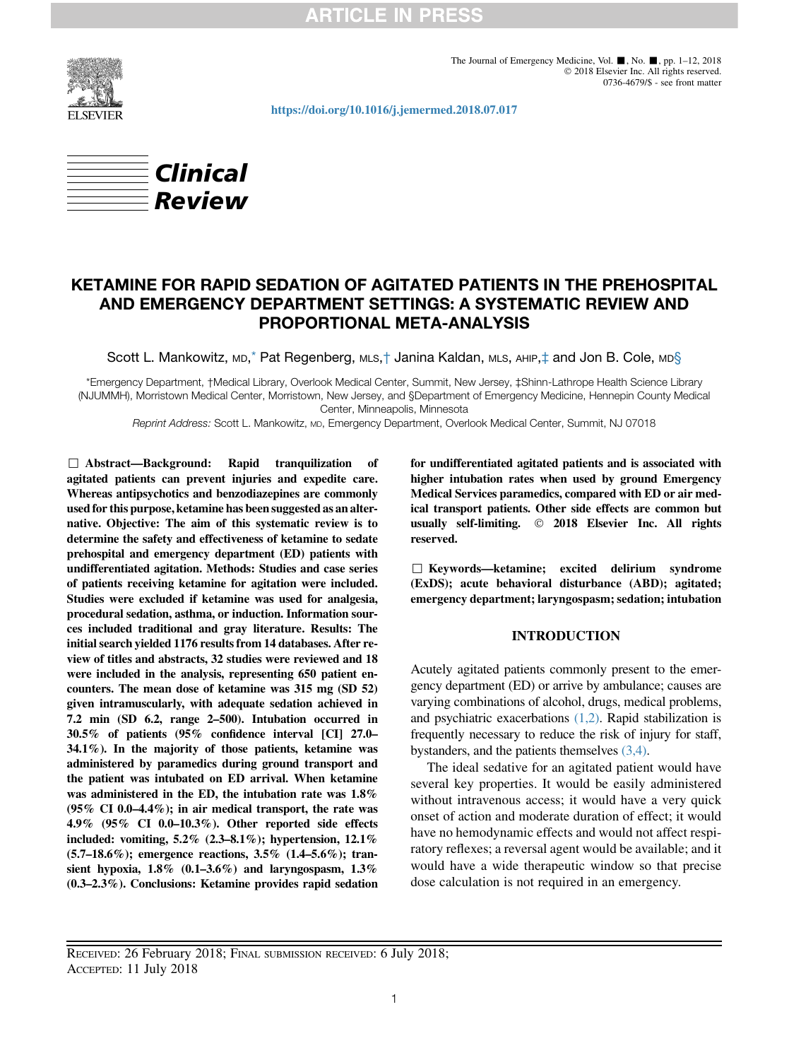Clinical Review

# KETAMINE FOR RAPID SEDATION OF AGITATED PATIENTS IN THE PREHOSPITAL AND EMERGENCY DEPARTMENT SETTINGS: A SYSTEMATIC REVIEW AND PROPORTIONAL META-ANALYSIS

Scott L. Mankowitz, MD,* Pat Regenberg, MLS,† Janina Kaldan, MLS, AHIP,‡ and Jon B. Cole, MD§

*Emergency Department, †Medical Library, Overlook Medical Center, Summit, New Jersey, ‡Shinn-Lathrope Health Science Library (NJUMMH), Morristown Medical Center, Morristown, New Jersey, and §Department of Emergency Medicine, Hennepin County Medical Center, Minneapolis, Minnesota

*Reprint Address:* Scott L. Mankowitz, MD, Emergency Department, Overlook Medical Center, Summit, NJ 07018

☐ **Abstract—Background: Rapid tranquilization of agitated patients can prevent injuries and expedite care. Whereas antipsychotics and benzodiazepines are commonly used for this purpose, ketamine has been suggested as an alternative. Objective: The aim of this systematic review is to determine the safety and effectiveness of ketamine to sedate prehospital and emergency department (ED) patients with undifferentiated agitation. Methods: Studies and case series of patients receiving ketamine for agitation were included. Studies were excluded if ketamine was used for analgesia, procedural sedation, asthma, or induction. Information sources included traditional and gray literature. Results: The initial search yielded 1176 results from 14 databases. After review of titles and abstracts, 32 studies were reviewed and 18 were included in the analysis, representing 650 patient encounters. The mean dose of ketamine was 315 mg (SD 52) given intramuscularly, with adequate sedation achieved in 7.2 min (SD 6.2, range 2–500). Intubation occurred in 30.5% of patients (95% confidence interval [CI] 27.0–34.1%). In the majority of those patients, ketamine was administered by paramedics during ground transport and the patient was intubated on ED arrival. When ketamine was administered in the ED, the intubation rate was 1.8% (95% CI 0.0–4.4%); in air medical transport, the rate was 4.9% (95% CI 0.0–10.3%). Other reported side effects included: vomiting, 5.2% (2.3–8.1%); hypertension, 12.1% (5.7–18.6%); emergence reactions, 3.5% (1.4–5.6%); transient hypoxia, 1.8% (0.1–3.6%) and laryngospasm, 1.3% (0.3–2.3%). Conclusions: Ketamine provides rapid sedation for undifferentiated agitated patients and is associated with higher intubation rates when used by ground Emergency Medical Services paramedics, compared with ED or air medical transport patients. Other side effects are common but usually self-limiting. © 2018 Elsevier Inc. All rights reserved.**

☐ **Keywords—ketamine; excited delirium syndrome (ExDS); acute behavioral disturbance (ABD); agitated; emergency department; laryngospasm; sedation; intubation**

## INTRODUCTION

Acutely agitated patients commonly present to the emergency department (ED) or arrive by ambulance; causes are varying combinations of alcohol, drugs, medical problems, and psychiatric exacerbations (1,2). Rapid stabilization is frequently necessary to reduce the risk of injury for staff, bystanders, and the patients themselves (3,4).

The ideal sedative for an agitated patient would have several key properties. It would be easily administered without intravenous access; it would have a very quick onset of action and moderate duration of effect; it would have no hemodynamic effects and would not affect respiratory reflexes; a reversal agent would be available; and it would have a wide therapeutic window so that precise dose calculation is not required in an emergency.

Received: 26 February 2018; Final submission received: 6 July 2018;
Accepted: 11 July 2018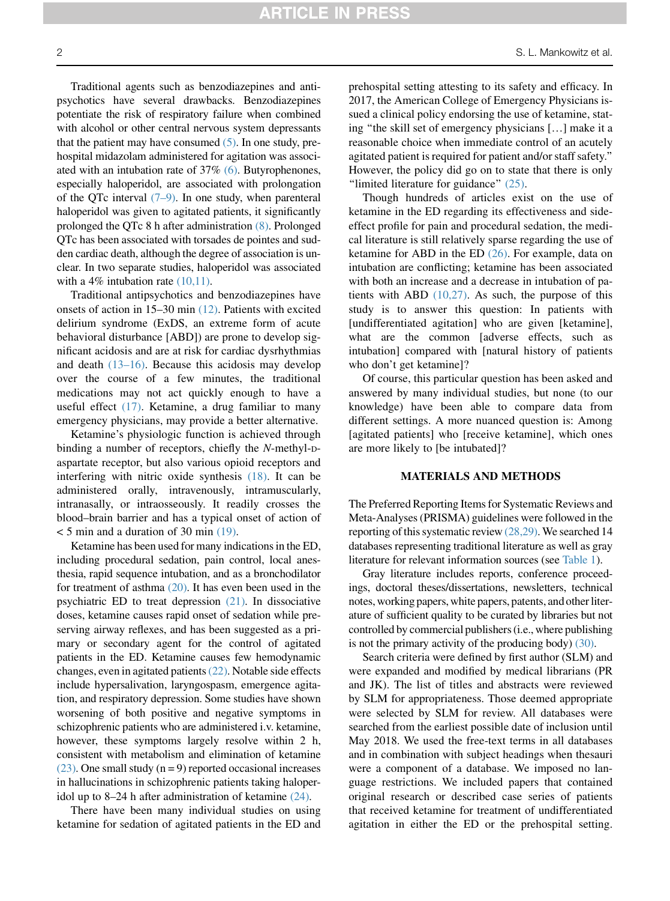Traditional agents such as benzodiazepines and antipsychotics have several drawbacks. Benzodiazepines potentiate the risk of respiratory failure when combined with alcohol or other central nervous system depressants that the patient may have consumed (5). In one study, prehospital midazolam administered for agitation was associated with an intubation rate of 37% (6). Butyrophenones, especially haloperidol, are associated with prolongation of the QTc interval (7–9). In one study, when parenteral haloperidol was given to agitated patients, it significantly prolonged the QTc 8 h after administration (8). Prolonged QTc has been associated with torsades de pointes and sudden cardiac death, although the degree of association is unclear. In two separate studies, haloperidol was associated with a 4% intubation rate (10,11).

Traditional antipsychotics and benzodiazepines have onsets of action in 15–30 min (12). Patients with excited delirium syndrome (ExDS, an extreme form of acute behavioral disturbance [ABD]) are prone to develop significant acidosis and are at risk for cardiac dysrhythmias and death (13–16). Because this acidosis may develop over the course of a few minutes, the traditional medications may not act quickly enough to have a useful effect (17). Ketamine, a drug familiar to many emergency physicians, may provide a better alternative.

Ketamine's physiologic function is achieved through binding a number of receptors, chiefly the *N*-methyl-D-aspartate receptor, but also various opioid receptors and interfering with nitric oxide synthesis (18). It can be administered orally, intravenously, intramuscularly, intranasally, or intraosseously. It readily crosses the blood–brain barrier and has a typical onset of action of < 5 min and a duration of 30 min (19).

Ketamine has been used for many indications in the ED, including procedural sedation, pain control, local anesthesia, rapid sequence intubation, and as a bronchodilator for treatment of asthma (20). It has even been used in the psychiatric ED to treat depression (21). In dissociative doses, ketamine causes rapid onset of sedation while preserving airway reflexes, and has been suggested as a primary or secondary agent for the control of agitated patients in the ED. Ketamine causes few hemodynamic changes, even in agitated patients (22). Notable side effects include hypersalivation, laryngospasm, emergence agitation, and respiratory depression. Some studies have shown worsening of both positive and negative symptoms in schizophrenic patients who are administered i.v. ketamine, however, these symptoms largely resolve within 2 h, consistent with metabolism and elimination of ketamine (23). One small study (n = 9) reported occasional increases in hallucinations in schizophrenic patients taking haloperidol up to 8–24 h after administration of ketamine (24).

There have been many individual studies on using ketamine for sedation of agitated patients in the ED and prehospital setting attesting to its safety and efficacy. In 2017, the American College of Emergency Physicians issued a clinical policy endorsing the use of ketamine, stating "the skill set of emergency physicians […] make it a reasonable choice when immediate control of an acutely agitated patient is required for patient and/or staff safety." However, the policy did go on to state that there is only "limited literature for guidance" (25).

Though hundreds of articles exist on the use of ketamine in the ED regarding its effectiveness and side-effect profile for pain and procedural sedation, the medical literature is still relatively sparse regarding the use of ketamine for ABD in the ED (26). For example, data on intubation are conflicting; ketamine has been associated with both an increase and a decrease in intubation of patients with ABD (10,27). As such, the purpose of this study is to answer this question: In patients with [undifferentiated agitation] who are given [ketamine], what are the common [adverse effects, such as intubation] compared with [natural history of patients who don't get ketamine]?

Of course, this particular question has been asked and answered by many individual studies, but none (to our knowledge) have been able to compare data from different settings. A more nuanced question is: Among [agitated patients] who [receive ketamine], which ones are more likely to [be intubated]?

## MATERIALS AND METHODS

The Preferred Reporting Items for Systematic Reviews and Meta-Analyses (PRISMA) guidelines were followed in the reporting of this systematic review (28,29). We searched 14 databases representing traditional literature as well as gray literature for relevant information sources (see Table 1).

Gray literature includes reports, conference proceedings, doctoral theses/dissertations, newsletters, technical notes, working papers, white papers, patents, and other literature of sufficient quality to be curated by libraries but not controlled by commercial publishers (i.e., where publishing is not the primary activity of the producing body) (30).

Search criteria were defined by first author (SLM) and were expanded and modified by medical librarians (PR and JK). The list of titles and abstracts were reviewed by SLM for appropriateness. Those deemed appropriate were selected by SLM for review. All databases were searched from the earliest possible date of inclusion until May 2018. We used the free-text terms in all databases and in combination with subject headings when thesauri were a component of a database. We imposed no language restrictions. We included papers that contained original research or described case series of patients that received ketamine for treatment of undifferentiated agitation in either the ED or the prehospital setting.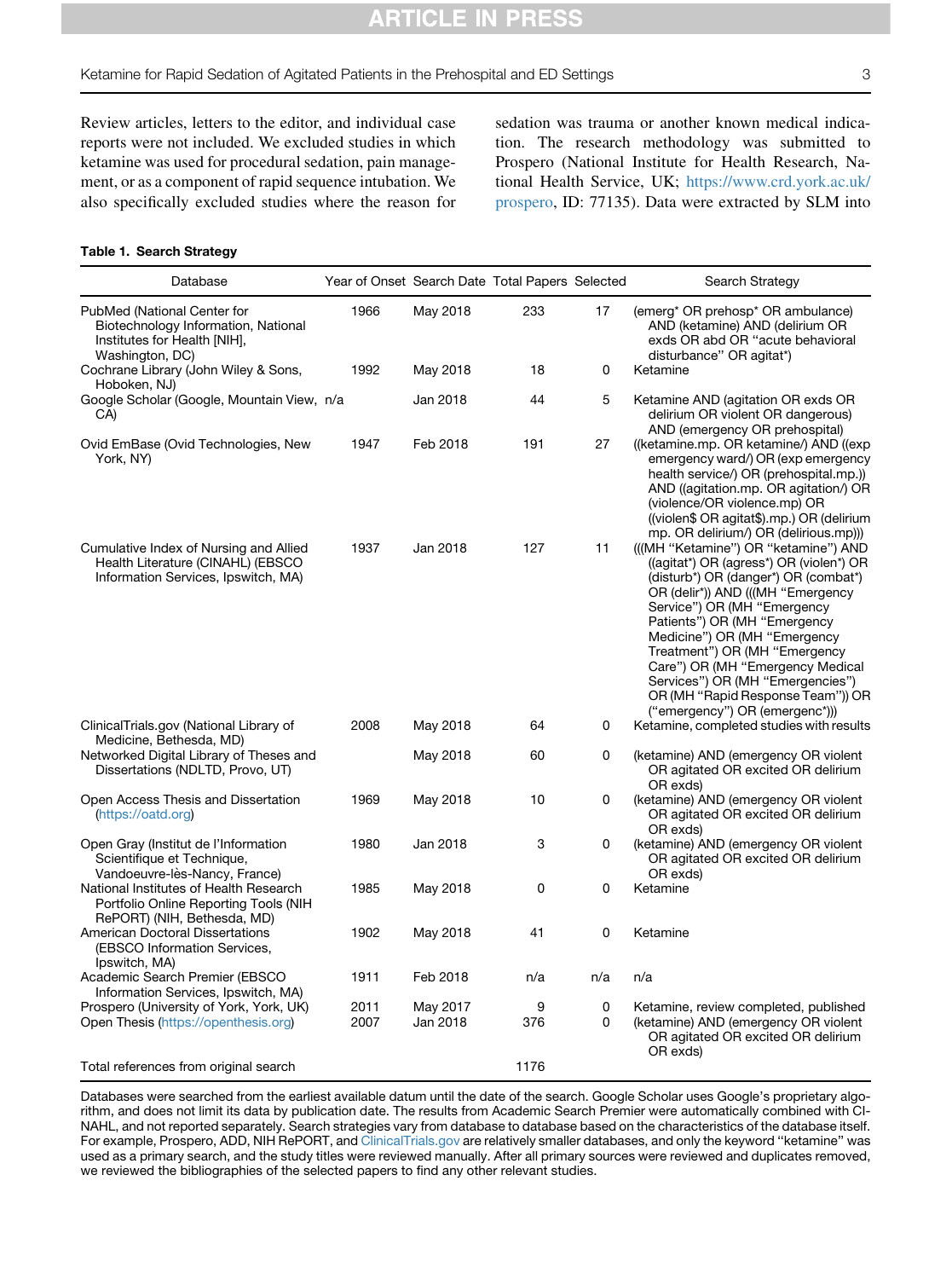Review articles, letters to the editor, and individual case reports were not included. We excluded studies in which ketamine was used for procedural sedation, pain management, or as a component of rapid sequence intubation. We also specifically excluded studies where the reason for sedation was trauma or another known medical indication. The research methodology was submitted to Prospero (National Institute for Health Research, National Health Service, UK; https://www.crd.york.ac.uk/prospero, ID: 77135). Data were extracted by SLM into

**Table 1. Search Strategy**

| Database | Year of Onset | Search Date | Total Papers | Selected | Search Strategy |
|---|---|---|---|---|---|
| PubMed (National Center for Biotechnology Information, National Institutes for Health [NIH], Washington, DC) | 1966 | May 2018 | 233 | 17 | (emerg* OR prehosp* OR ambulance) AND (ketamine) AND (delirium OR exds OR abd OR "acute behavioral disturbance" OR agitat*) |
| Cochrane Library (John Wiley & Sons, Hoboken, NJ) | 1992 | May 2018 | 18 | 0 | Ketamine |
| Google Scholar (Google, Mountain View, CA) | n/a | Jan 2018 | 44 | 5 | Ketamine AND (agitation OR exds OR delirium OR violent OR dangerous) AND (emergency OR prehospital) |
| Ovid EmBase (Ovid Technologies, New York, NY) | 1947 | Feb 2018 | 191 | 27 | ((ketamine.mp. OR ketamine/) AND ((exp emergency ward/) OR (exp emergency health service/) OR (prehospital.mp.)) AND ((agitation.mp. OR agitation/) OR (violence/OR violence.mp) OR ((violen$ OR agitat$).mp.) OR (delirium mp. OR delirium/) OR (delirious.mp))) |
| Cumulative Index of Nursing and Allied Health Literature (CINAHL) (EBSCO Information Services, Ipswitch, MA) | 1937 | Jan 2018 | 127 | 11 | (((MH "Ketamine") OR "ketamine") AND ((agitat*) OR (agress*) OR (violen*) OR (disturb*) OR (danger*) OR (combat*) OR (delir*)) AND (((MH "Emergency Service") OR (MH "Emergency Patients") OR (MH "Emergency Medicine") OR (MH "Emergency Treatment") OR (MH "Emergency Care") OR (MH "Emergency Medical Services") OR (MH "Emergencies") OR (MH "Rapid Response Team")) OR ("emergency") OR (emergenc*))) |
| ClinicalTrials.gov (National Library of Medicine, Bethesda, MD) | 2008 | May 2018 | 64 | 0 | Ketamine, completed studies with results |
| Networked Digital Library of Theses and Dissertations (NDLTD, Provo, UT) | | May 2018 | 60 | 0 | (ketamine) AND (emergency OR violent OR agitated OR excited OR delirium OR exds) |
| Open Access Thesis and Dissertation (https://oatd.org) | 1969 | May 2018 | 10 | 0 | (ketamine) AND (emergency OR violent OR agitated OR excited OR delirium OR exds) |
| Open Gray (Institut de l'Information Scientifique et Technique, Vandoeuvre-lès-Nancy, France) | 1980 | Jan 2018 | 3 | 0 | (ketamine) AND (emergency OR violent OR agitated OR excited OR delirium OR exds) |
| National Institutes of Health Research Portfolio Online Reporting Tools (NIH RePORT) (NIH, Bethesda, MD) | 1985 | May 2018 | 0 | 0 | Ketamine |
| American Doctoral Dissertations (EBSCO Information Services, Ipswitch, MA) | 1902 | May 2018 | 41 | 0 | Ketamine |
| Academic Search Premier (EBSCO Information Services, Ipswitch, MA) | 1911 | Feb 2018 | n/a | n/a | n/a |
| Prospero (University of York, York, UK) | 2011 | May 2017 | 9 | 0 | Ketamine, review completed, published |
| Open Thesis (https://openthesis.org) | 2007 | Jan 2018 | 376 | 0 | (ketamine) AND (emergency OR violent OR agitated OR excited OR delirium OR exds) |
| Total references from original search | | | 1176 | | |

Databases were searched from the earliest available datum until the date of the search. Google Scholar uses Google's proprietary algorithm, and does not limit its data by publication date. The results from Academic Search Premier were automatically combined with CINAHL, and not reported separately. Search strategies vary from database to database based on the characteristics of the database itself. For example, Prospero, ADD, NIH RePORT, and ClinicalTrials.gov are relatively smaller databases, and only the keyword "ketamine" was used as a primary search, and the study titles were reviewed manually. After all primary sources were reviewed and duplicates removed, we reviewed the bibliographies of the selected papers to find any other relevant studies.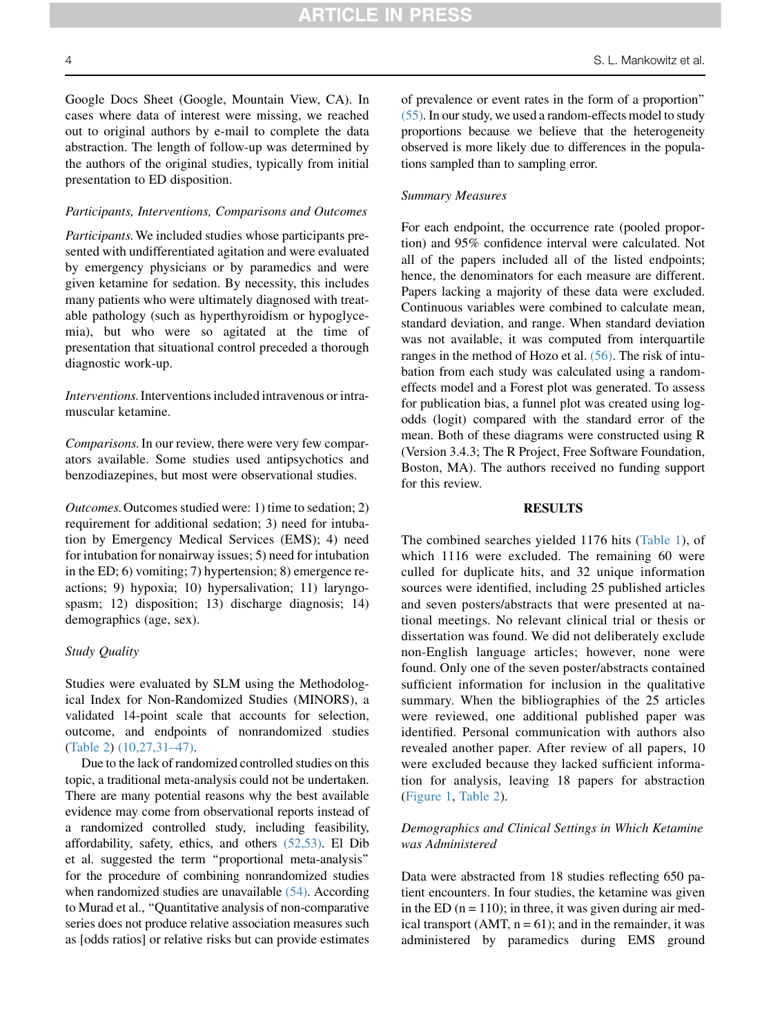Google Docs Sheet (Google, Mountain View, CA). In cases where data of interest were missing, we reached out to original authors by e-mail to complete the data abstraction. The length of follow-up was determined by the authors of the original studies, typically from initial presentation to ED disposition.

### Participants, Interventions, Comparisons and Outcomes

*Participants.* We included studies whose participants presented with undifferentiated agitation and were evaluated by emergency physicians or by paramedics and were given ketamine for sedation. By necessity, this includes many patients who were ultimately diagnosed with treatable pathology (such as hyperthyroidism or hypoglycemia), but who were so agitated at the time of presentation that situational control preceded a thorough diagnostic work-up.

*Interventions.* Interventions included intravenous or intramuscular ketamine.

*Comparisons.* In our review, there were very few comparators available. Some studies used antipsychotics and benzodiazepines, but most were observational studies.

*Outcomes.* Outcomes studied were: 1) time to sedation; 2) requirement for additional sedation; 3) need for intubation by Emergency Medical Services (EMS); 4) need for intubation for nonairway issues; 5) need for intubation in the ED; 6) vomiting; 7) hypertension; 8) emergence reactions; 9) hypoxia; 10) hypersalivation; 11) laryngospasm; 12) disposition; 13) discharge diagnosis; 14) demographics (age, sex).

### Study Quality

Studies were evaluated by SLM using the Methodological Index for Non-Randomized Studies (MINORS), a validated 14-point scale that accounts for selection, outcome, and endpoints of nonrandomized studies (Table 2) (10,27,31–47).

Due to the lack of randomized controlled studies on this topic, a traditional meta-analysis could not be undertaken. There are many potential reasons why the best available evidence may come from observational reports instead of a randomized controlled study, including feasibility, affordability, safety, ethics, and others (52,53). El Dib et al. suggested the term "proportional meta-analysis" for the procedure of combining nonrandomized studies when randomized studies are unavailable (54). According to Murad et al., "Quantitative analysis of non-comparative series does not produce relative association measures such as [odds ratios] or relative risks but can provide estimates of prevalence or event rates in the form of a proportion" (55). In our study, we used a random-effects model to study proportions because we believe that the heterogeneity observed is more likely due to differences in the populations sampled than to sampling error.

### Summary Measures

For each endpoint, the occurrence rate (pooled proportion) and 95% confidence interval were calculated. Not all of the papers included all of the listed endpoints; hence, the denominators for each measure are different. Papers lacking a majority of these data were excluded. Continuous variables were combined to calculate mean, standard deviation, and range. When standard deviation was not available, it was computed from interquartile ranges in the method of Hozo et al. (56). The risk of intubation from each study was calculated using a random-effects model and a Forest plot was generated. To assess for publication bias, a funnel plot was created using log-odds (logit) compared with the standard error of the mean. Both of these diagrams were constructed using R (Version 3.4.3; The R Project, Free Software Foundation, Boston, MA). The authors received no funding support for this review.

## RESULTS

The combined searches yielded 1176 hits (Table 1), of which 1116 were excluded. The remaining 60 were culled for duplicate hits, and 32 unique information sources were identified, including 25 published articles and seven posters/abstracts that were presented at national meetings. No relevant clinical trial or thesis or dissertation was found. We did not deliberately exclude non-English language articles; however, none were found. Only one of the seven poster/abstracts contained sufficient information for inclusion in the qualitative summary. When the bibliographies of the 25 articles were reviewed, one additional published paper was identified. Personal communication with authors also revealed another paper. After review of all papers, 10 were excluded because they lacked sufficient information for analysis, leaving 18 papers for abstraction (Figure 1, Table 2).

### Demographics and Clinical Settings in Which Ketamine was Administered

Data were abstracted from 18 studies reflecting 650 patient encounters. In four studies, the ketamine was given in the ED (n = 110); in three, it was given during air medical transport (AMT, n = 61); and in the remainder, it was administered by paramedics during EMS ground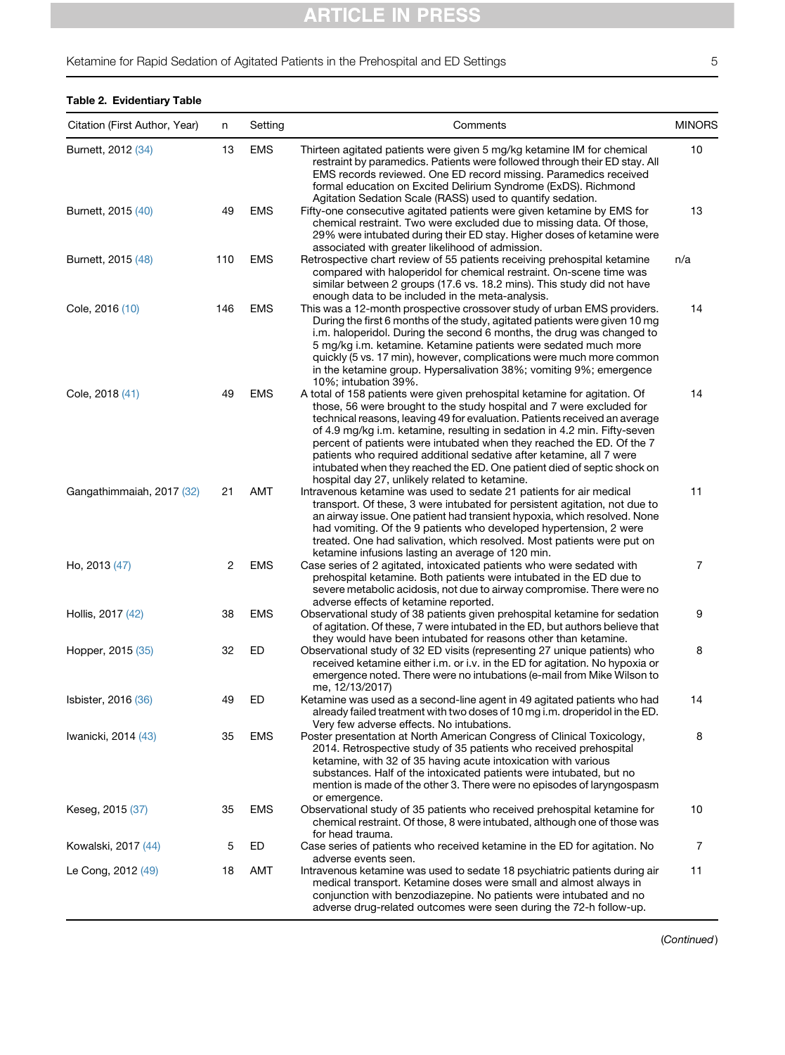**Table 2. Evidentiary Table**

| Citation (First Author, Year) | n | Setting | Comments | MINORS |
|---|---|---|---|---|
| Burnett, 2012 (34) | 13 | EMS | Thirteen agitated patients were given 5 mg/kg ketamine IM for chemical restraint by paramedics. Patients were followed through their ED stay. All EMS records reviewed. One ED record missing. Paramedics received formal education on Excited Delirium Syndrome (ExDS). Richmond Agitation Sedation Scale (RASS) used to quantify sedation. | 10 |
| Burnett, 2015 (40) | 49 | EMS | Fifty-one consecutive agitated patients were given ketamine by EMS for chemical restraint. Two were excluded due to missing data. Of those, 29% were intubated during their ED stay. Higher doses of ketamine were associated with greater likelihood of admission. | 13 |
| Burnett, 2015 (48) | 110 | EMS | Retrospective chart review of 55 patients receiving prehospital ketamine compared with haloperidol for chemical restraint. On-scene time was similar between 2 groups (17.6 vs. 18.2 mins). This study did not have enough data to be included in the meta-analysis. | n/a |
| Cole, 2016 (10) | 146 | EMS | This was a 12-month prospective crossover study of urban EMS providers. During the first 6 months of the study, agitated patients were given 10 mg i.m. haloperidol. During the second 6 months, the drug was changed to 5 mg/kg i.m. ketamine. Ketamine patients were sedated much more quickly (5 vs. 17 min), however, complications were much more common in the ketamine group. Hypersalivation 38%; vomiting 9%; emergence 10%; intubation 39%. | 14 |
| Cole, 2018 (41) | 49 | EMS | A total of 158 patients were given prehospital ketamine for agitation. Of those, 56 were brought to the study hospital and 7 were excluded for technical reasons, leaving 49 for evaluation. Patients received an average of 4.9 mg/kg i.m. ketamine, resulting in sedation in 4.2 min. Fifty-seven percent of patients were intubated when they reached the ED. Of the 7 patients who required additional sedative after ketamine, all 7 were intubated when they reached the ED. One patient died of septic shock on hospital day 27, unlikely related to ketamine. | 14 |
| Gangathimmaiah, 2017 (32) | 21 | AMT | Intravenous ketamine was used to sedate 21 patients for air medical transport. Of these, 3 were intubated for persistent agitation, not due to an airway issue. One patient had transient hypoxia, which resolved. None had vomiting. Of the 9 patients who developed hypertension, 2 were treated. One had salivation, which resolved. Most patients were put on ketamine infusions lasting an average of 120 min. | 11 |
| Ho, 2013 (47) | 2 | EMS | Case series of 2 agitated, intoxicated patients who were sedated with prehospital ketamine. Both patients were intubated in the ED due to severe metabolic acidosis, not due to airway compromise. There were no adverse effects of ketamine reported. | 7 |
| Hollis, 2017 (42) | 38 | EMS | Observational study of 38 patients given prehospital ketamine for sedation of agitation. Of these, 7 were intubated in the ED, but authors believe that they would have been intubated for reasons other than ketamine. | 9 |
| Hopper, 2015 (35) | 32 | ED | Observational study of 32 ED visits (representing 27 unique patients) who received ketamine either i.m. or i.v. in the ED for agitation. No hypoxia or emergence noted. There were no intubations (e-mail from Mike Wilson to me, 12/13/2017) | 8 |
| Isbister, 2016 (36) | 49 | ED | Ketamine was used as a second-line agent in 49 agitated patients who had already failed treatment with two doses of 10 mg i.m. droperidol in the ED. Very few adverse effects. No intubations. | 14 |
| Iwanicki, 2014 (43) | 35 | EMS | Poster presentation at North American Congress of Clinical Toxicology, 2014. Retrospective study of 35 patients who received prehospital ketamine, with 32 of 35 having acute intoxication with various substances. Half of the intoxicated patients were intubated, but no mention is made of the other 3. There were no episodes of laryngospasm or emergence. | 8 |
| Keseg, 2015 (37) | 35 | EMS | Observational study of 35 patients who received prehospital ketamine for chemical restraint. Of those, 8 were intubated, although one of those was for head trauma. | 10 |
| Kowalski, 2017 (44) | 5 | ED | Case series of patients who received ketamine in the ED for agitation. No adverse events seen. | 7 |
| Le Cong, 2012 (49) | 18 | AMT | Intravenous ketamine was used to sedate 18 psychiatric patients during air medical transport. Ketamine doses were small and almost always in conjunction with benzodiazepine. No patients were intubated and no adverse drug-related outcomes were seen during the 72-h follow-up. | 11 |

(Continued)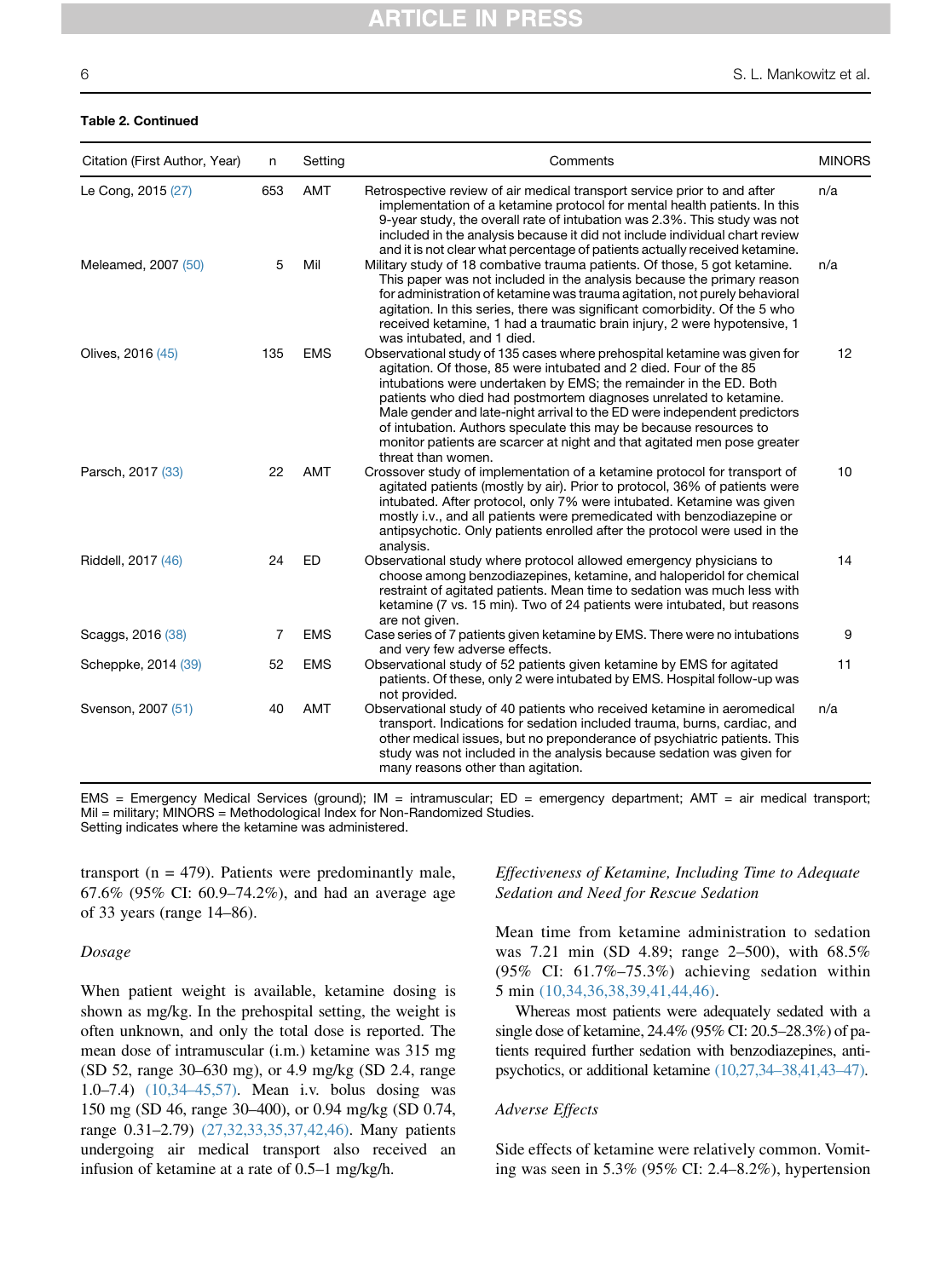**Table 2. Continued**

| Citation (First Author, Year) | n | Setting | Comments | MINORS |
|---|---|---|---|---|
| Le Cong, 2015 (27) | 653 | AMT | Retrospective review of air medical transport service prior to and after implementation of a ketamine protocol for mental health patients. In this 9-year study, the overall rate of intubation was 2.3%. This study was not included in the analysis because it did not include individual chart review and it is not clear what percentage of patients actually received ketamine. | n/a |
| Meleamed, 2007 (50) | 5 | Mil | Military study of 18 combative trauma patients. Of those, 5 got ketamine. This paper was not included in the analysis because the primary reason for administration of ketamine was trauma agitation, not purely behavioral agitation. In this series, there was significant comorbidity. Of the 5 who received ketamine, 1 had a traumatic brain injury, 2 were hypotensive, 1 was intubated, and 1 died. | n/a |
| Olives, 2016 (45) | 135 | EMS | Observational study of 135 cases where prehospital ketamine was given for agitation. Of those, 85 were intubated and 2 died. Four of the 85 intubations were undertaken by EMS; the remainder in the ED. Both patients who died had postmortem diagnoses unrelated to ketamine. Male gender and late-night arrival to the ED were independent predictors of intubation. Authors speculate this may be because resources to monitor patients are scarcer at night and that agitated men pose greater threat than women. | 12 |
| Parsch, 2017 (33) | 22 | AMT | Crossover study of implementation of a ketamine protocol for transport of agitated patients (mostly by air). Prior to protocol, 36% of patients were intubated. After protocol, only 7% were intubated. Ketamine was given mostly i.v., and all patients were premedicated with benzodiazepine or antipsychotic. Only patients enrolled after the protocol were used in the analysis. | 10 |
| Riddell, 2017 (46) | 24 | ED | Observational study where protocol allowed emergency physicians to choose among benzodiazepines, ketamine, and haloperidol for chemical restraint of agitated patients. Mean time to sedation was much less with ketamine (7 vs. 15 min). Two of 24 patients were intubated, but reasons are not given. | 14 |
| Scaggs, 2016 (38) | 7 | EMS | Case series of 7 patients given ketamine by EMS. There were no intubations and very few adverse effects. | 9 |
| Scheppke, 2014 (39) | 52 | EMS | Observational study of 52 patients given ketamine by EMS for agitated patients. Of these, only 2 were intubated by EMS. Hospital follow-up was not provided. | 11 |
| Svenson, 2007 (51) | 40 | AMT | Observational study of 40 patients who received ketamine in aeromedical transport. Indications for sedation included trauma, burns, cardiac, and other medical issues, but no preponderance of psychiatric patients. This study was not included in the analysis because sedation was given for many reasons other than agitation. | n/a |

EMS = Emergency Medical Services (ground); IM = intramuscular; ED = emergency department; AMT = air medical transport; Mil = military; MINORS = Methodological Index for Non-Randomized Studies.
Setting indicates where the ketamine was administered.

transport (n = 479). Patients were predominantly male, 67.6% (95% CI: 60.9–74.2%), and had an average age of 33 years (range 14–86).

### *Dosage*

When patient weight is available, ketamine dosing is shown as mg/kg. In the prehospital setting, the weight is often unknown, and only the total dose is reported. The mean dose of intramuscular (i.m.) ketamine was 315 mg (SD 52, range 30–630 mg), or 4.9 mg/kg (SD 2.4, range 1.0–7.4) (10,34–45,57). Mean i.v. bolus dosing was 150 mg (SD 46, range 30–400), or 0.94 mg/kg (SD 0.74, range 0.31–2.79) (27,32,33,35,37,42,46). Many patients undergoing air medical transport also received an infusion of ketamine at a rate of 0.5–1 mg/kg/h.

### *Effectiveness of Ketamine, Including Time to Adequate Sedation and Need for Rescue Sedation*

Mean time from ketamine administration to sedation was 7.21 min (SD 4.89; range 2–500), with 68.5% (95% CI: 61.7%–75.3%) achieving sedation within 5 min (10,34,36,38,39,41,44,46).

Whereas most patients were adequately sedated with a single dose of ketamine, 24.4% (95% CI: 20.5–28.3%) of patients required further sedation with benzodiazepines, antipsychotics, or additional ketamine (10,27,34–38,41,43–47).

### *Adverse Effects*

Side effects of ketamine were relatively common. Vomiting was seen in 5.3% (95% CI: 2.4–8.2%), hypertension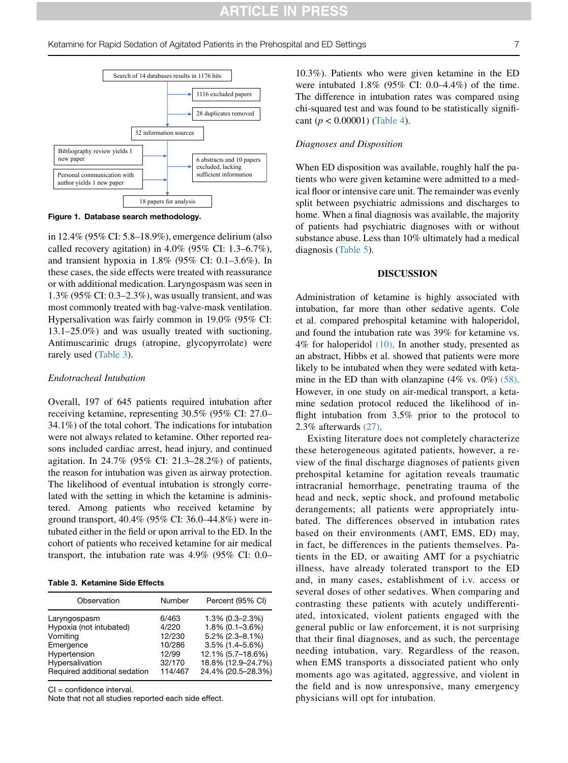Search of 14 databases results in 1176 hits

1116 excluded papers

28 duplicates removed

32 information sources

Bibliography review yields 1 new paper

Personal communication with author yields 1 new paper

6 abstracts and 10 papers excluded, lacking sufficient information

18 papers for analysis

**Figure 1. Database search methodology.**

in 12.4% (95% CI: 5.8–18.9%), emergence delirium (also called recovery agitation) in 4.0% (95% CI: 1.3–6.7%), and transient hypoxia in 1.8% (95% CI: 0.1–3.6%). In these cases, the side effects were treated with reassurance or with additional medication. Laryngospasm was seen in 1.3% (95% CI: 0.3–2.3%), was usually transient, and was most commonly treated with bag-valve-mask ventilation. Hypersalivation was fairly common in 19.0% (95% CI: 13.1–25.0%) and was usually treated with suctioning. Antimuscarinic drugs (atropine, glycopyrrolate) were rarely used (Table 3).

*Endotracheal Intubation*

Overall, 197 of 645 patients required intubation after receiving ketamine, representing 30.5% (95% CI: 27.0–34.1%) of the total cohort. The indications for intubation were not always related to ketamine. Other reported reasons included cardiac arrest, head injury, and continued agitation. In 24.7% (95% CI: 21.3–28.2%) of patients, the reason for intubation was given as airway protection. The likelihood of eventual intubation is strongly correlated with the setting in which the ketamine is administered. Among patients who received ketamine by ground transport, 40.4% (95% CI: 36.0–44.8%) were intubated either in the field or upon arrival to the ED. In the cohort of patients who received ketamine for air medical transport, the intubation rate was 4.9% (95% CI: 0.0–10.3%). Patients who were given ketamine in the ED were intubated 1.8% (95% CI: 0.0–4.4%) of the time. The difference in intubation rates was compared using chi-squared test and was found to be statistically significant ($p < 0.00001$) (Table 4).

**Table 3. Ketamine Side Effects**

| Observation | Number | Percent (95% CI) |
|---|---|---|
| Laryngospasm | 6/463 | 1.3% (0.3–2.3%) |
| Hypoxia (not intubated) | 4/220 | 1.8% (0.1–3.6%) |
| Vomiting | 12/230 | 5.2% (2.3–8.1%) |
| Emergence | 10/286 | 3.5% (1.4–5.6%) |
| Hypertension | 12/99 | 12.1% (5.7–18.6%) |
| Hypersalivation | 32/170 | 18.8% (12.9–24.7%) |
| Required additional sedation | 114/467 | 24.4% (20.5–28.3%) |

CI = confidence interval.
Note that not all studies reported each side effect.

*Diagnoses and Disposition*

When ED disposition was available, roughly half the patients who were given ketamine were admitted to a medical floor or intensive care unit. The remainder was evenly split between psychiatric admissions and discharges to home. When a final diagnosis was available, the majority of patients had psychiatric diagnoses with or without substance abuse. Less than 10% ultimately had a medical diagnosis (Table 5).

## DISCUSSION

Administration of ketamine is highly associated with intubation, far more than other sedative agents. Cole et al. compared prehospital ketamine with haloperidol, and found the intubation rate was 39% for ketamine vs. 4% for haloperidol (10). In another study, presented as an abstract, Hibbs et al. showed that patients were more likely to be intubated when they were sedated with ketamine in the ED than with olanzapine (4% vs. 0%) (58). However, in one study on air-medical transport, a ketamine sedation protocol reduced the likelihood of in-flight intubation from 3.5% prior to the protocol to 2.3% afterwards (27).

Existing literature does not completely characterize these heterogeneous agitated patients, however, a review of the final discharge diagnoses of patients given prehospital ketamine for agitation reveals traumatic intracranial hemorrhage, penetrating trauma of the head and neck, septic shock, and profound metabolic derangements; all patients were appropriately intubated. The differences observed in intubation rates based on their environments (AMT, EMS, ED) may, in fact, be differences in the patients themselves. Patients in the ED, or awaiting AMT for a psychiatric illness, have already tolerated transport to the ED and, in many cases, establishment of i.v. access or several doses of other sedatives. When comparing and contrasting these patients with acutely undifferentiated, intoxicated, violent patients engaged with the general public or law enforcement, it is not surprising that their final diagnoses, and as such, the percentage needing intubation, vary. Regardless of the reason, when EMS transports a dissociated patient who only moments ago was agitated, aggressive, and violent in the field and is now unresponsive, many emergency physicians will opt for intubation.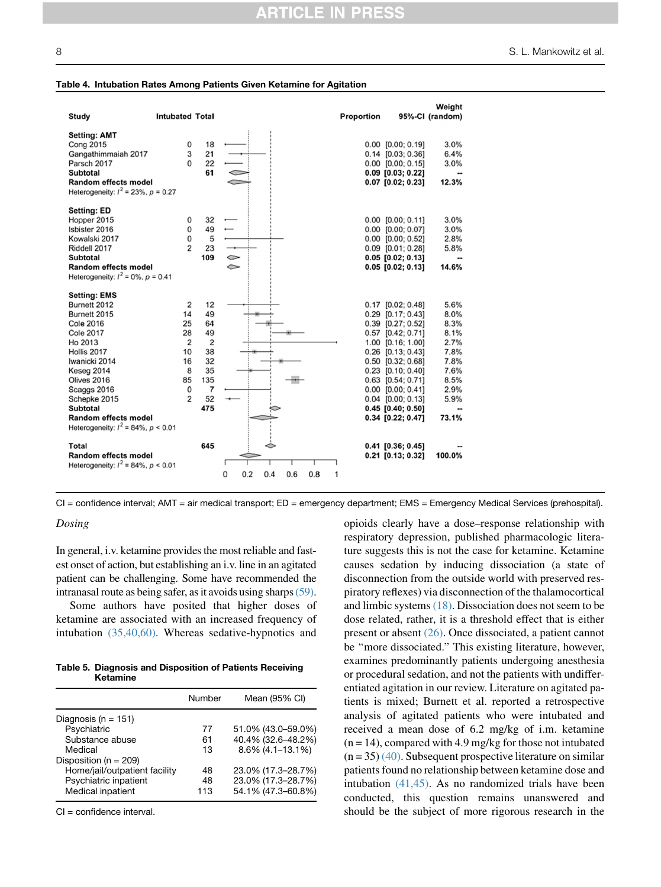**Table 4. Intubation Rates Among Patients Given Ketamine for Agitation**

| Study | Intubated | Total | Proportion | 95%-CI | Weight (random) |
|---|---|---|---|---|---|
| **Setting: AMT** | | | | | |
| Cong 2015 | 0 | 18 | 0.00 | [0.00; 0.19] | 3.0% |
| Gangathimmaiah 2017 | 3 | 21 | 0.14 | [0.03; 0.36] | 6.4% |
| Parsch 2017 | 0 | 22 | 0.00 | [0.00; 0.15] | 3.0% |
| **Subtotal** | | **61** | **0.09** | **[0.03; 0.22]** | -- |
| **Random effects model** | | | **0.07** | **[0.02; 0.23]** | **12.3%** |
| Heterogeneity: $I^2 = 23\%$, $p = 0.27$ | | | | | |
| **Setting: ED** | | | | | |
| Hopper 2015 | 0 | 32 | 0.00 | [0.00; 0.11] | 3.0% |
| Isbister 2016 | 0 | 49 | 0.00 | [0.00; 0.07] | 3.0% |
| Kowalski 2017 | 0 | 5 | 0.00 | [0.00; 0.52] | 2.8% |
| Riddell 2017 | 2 | 23 | 0.09 | [0.01; 0.28] | 5.8% |
| **Subtotal** | | **109** | **0.05** | **[0.02; 0.13]** | -- |
| **Random effects model** | | | **0.05** | **[0.02; 0.13]** | **14.6%** |
| Heterogeneity: $I^2 = 0\%$, $p = 0.41$ | | | | | |
| **Setting: EMS** | | | | | |
| Burnett 2012 | 2 | 12 | 0.17 | [0.02; 0.48] | 5.6% |
| Burnett 2015 | 14 | 49 | 0.29 | [0.17; 0.43] | 8.0% |
| Cole 2016 | 25 | 64 | 0.39 | [0.27; 0.52] | 8.3% |
| Cole 2017 | 28 | 49 | 0.57 | [0.42; 0.71] | 8.1% |
| Ho 2013 | 2 | 2 | 1.00 | [0.16; 1.00] | 2.7% |
| Hollis 2017 | 10 | 38 | 0.26 | [0.13; 0.43] | 7.8% |
| Iwanicki 2014 | 16 | 32 | 0.50 | [0.32; 0.68] | 7.8% |
| Keseg 2014 | 8 | 35 | 0.23 | [0.10; 0.40] | 7.6% |
| Olives 2016 | 85 | 135 | 0.63 | [0.54; 0.71] | 8.5% |
| Scaggs 2016 | 0 | 7 | 0.00 | [0.00; 0.41] | 2.9% |
| Schepke 2015 | 2 | 52 | 0.04 | [0.00; 0.13] | 5.9% |
| **Subtotal** | | **475** | **0.45** | **[0.40; 0.50]** | -- |
| **Random effects model** | | | **0.34** | **[0.22; 0.47]** | **73.1%** |
| Heterogeneity: $I^2 = 84\%$, $p < 0.01$ | | | | | |
| **Total** | | **645** | **0.41** | **[0.36; 0.45]** | -- |
| **Random effects model** | | | **0.21** | **[0.13; 0.32]** | **100.0%** |
| Heterogeneity: $I^2 = 84\%$, $p < 0.01$ | | | | | |

CI = confidence interval; AMT = air medical transport; ED = emergency department; EMS = Emergency Medical Services (prehospital).

### Dosing

In general, i.v. ketamine provides the most reliable and fastest onset of action, but establishing an i.v. line in an agitated patient can be challenging. Some have recommended the intranasal route as being safer, as it avoids using sharps (59).

Some authors have posited that higher doses of ketamine are associated with an increased frequency of intubation (35,40,60). Whereas sedative-hypnotics and opioids clearly have a dose–response relationship with respiratory depression, published pharmacologic literature suggests this is not the case for ketamine. Ketamine causes sedation by inducing dissociation (a state of disconnection from the outside world with preserved respiratory reflexes) via disconnection of the thalamocortical and limbic systems (18). Dissociation does not seem to be dose related, rather, it is a threshold effect that is either present or absent (26). Once dissociated, a patient cannot be "more dissociated." This existing literature, however, examines predominantly patients undergoing anesthesia or procedural sedation, and not the patients with undifferentiated agitation in our review. Literature on agitated patients is mixed; Burnett et al. reported a retrospective analysis of agitated patients who were intubated and received a mean dose of 6.2 mg/kg of i.m. ketamine (n = 14), compared with 4.9 mg/kg for those not intubated (n = 35) (40). Subsequent prospective literature on similar patients found no relationship between ketamine dose and intubation (41,45). As no randomized trials have been conducted, this question remains unanswered and should be the subject of more rigorous research in the

**Table 5. Diagnosis and Disposition of Patients Receiving Ketamine**

| | Number | Mean (95% CI) |
|---|---|---|
| Diagnosis (n = 151) | | |
| Psychiatric | 77 | 51.0% (43.0–59.0%) |
| Substance abuse | 61 | 40.4% (32.6–48.2%) |
| Medical | 13 | 8.6% (4.1–13.1%) |
| Disposition (n = 209) | | |
| Home/jail/outpatient facility | 48 | 23.0% (17.3–28.7%) |
| Psychiatric inpatient | 48 | 23.0% (17.3–28.7%) |
| Medical inpatient | 113 | 54.1% (47.3–60.8%) |

CI = confidence interval.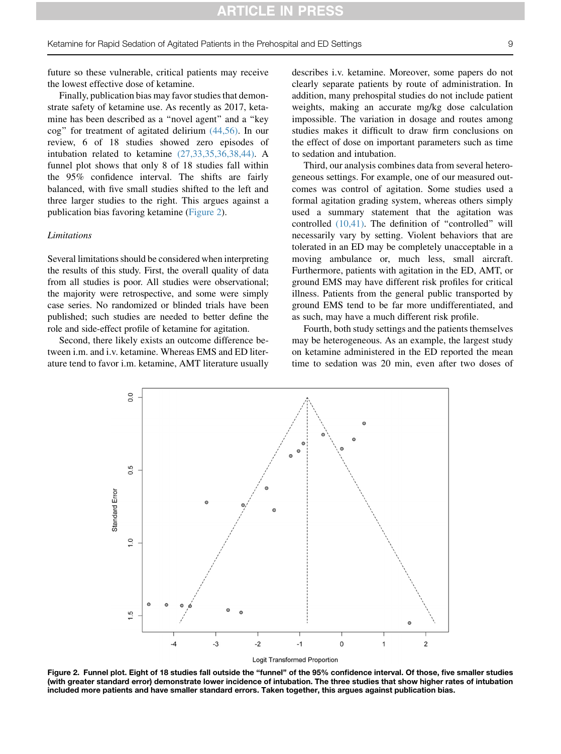future so these vulnerable, critical patients may receive the lowest effective dose of ketamine.

Finally, publication bias may favor studies that demonstrate safety of ketamine use. As recently as 2017, ketamine has been described as a "novel agent" and a "key cog" for treatment of agitated delirium (44,56). In our review, 6 of 18 studies showed zero episodes of intubation related to ketamine (27,33,35,36,38,44). A funnel plot shows that only 8 of 18 studies fall within the 95% confidence interval. The shifts are fairly balanced, with five small studies shifted to the left and three larger studies to the right. This argues against a publication bias favoring ketamine (Figure 2).

### *Limitations*

Several limitations should be considered when interpreting the results of this study. First, the overall quality of data from all studies is poor. All studies were observational; the majority were retrospective, and some were simply case series. No randomized or blinded trials have been published; such studies are needed to better define the role and side-effect profile of ketamine for agitation.

Second, there likely exists an outcome difference between i.m. and i.v. ketamine. Whereas EMS and ED literature tend to favor i.m. ketamine, AMT literature usually describes i.v. ketamine. Moreover, some papers do not clearly separate patients by route of administration. In addition, many prehospital studies do not include patient weights, making an accurate mg/kg dose calculation impossible. The variation in dosage and routes among studies makes it difficult to draw firm conclusions on the effect of dose on important parameters such as time to sedation and intubation.

Third, our analysis combines data from several heterogeneous settings. For example, one of our measured outcomes was control of agitation. Some studies used a formal agitation grading system, whereas others simply used a summary statement that the agitation was controlled (10,41). The definition of "controlled" will necessarily vary by setting. Violent behaviors that are tolerated in an ED may be completely unacceptable in a moving ambulance or, much less, small aircraft. Furthermore, patients with agitation in the ED, AMT, or ground EMS may have different risk profiles for critical illness. Patients from the general public transported by ground EMS tend to be far more undifferentiated, and as such, may have a much different risk profile.

Fourth, both study settings and the patients themselves may be heterogeneous. As an example, the largest study on ketamine administered in the ED reported the mean time to sedation was 20 min, even after two doses of

Standard Error

0.0
0.5
1.0
1.5

-4
-3
-2
-1
0
1
2

Logit Transformed Proportion

**Figure 2. Funnel plot. Eight of 18 studies fall outside the "funnel" of the 95% confidence interval. Of those, five smaller studies (with greater standard error) demonstrate lower incidence of intubation. The three studies that show higher rates of intubation included more patients and have smaller standard errors. Taken together, this argues against publication bias.**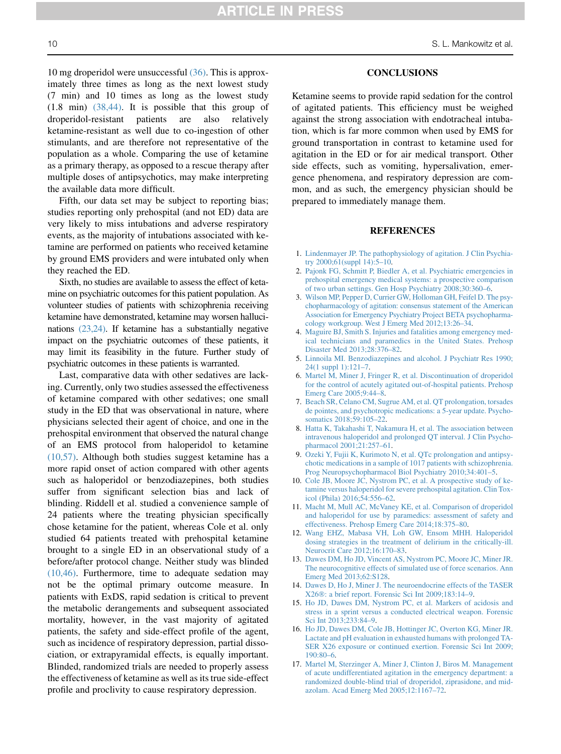10 mg droperidol were unsuccessful (36). This is approximately three times as long as the next lowest study (7 min) and 10 times as long as the lowest study (1.8 min) (38,44). It is possible that this group of droperidol-resistant patients are also relatively ketamine-resistant as well due to co-ingestion of other stimulants, and are therefore not representative of the population as a whole. Comparing the use of ketamine as a primary therapy, as opposed to a rescue therapy after multiple doses of antipsychotics, may make interpreting the available data more difficult.

Fifth, our data set may be subject to reporting bias; studies reporting only prehospital (and not ED) data are very likely to miss intubations and adverse respiratory events, as the majority of intubations associated with ketamine are performed on patients who received ketamine by ground EMS providers and were intubated only when they reached the ED.

Sixth, no studies are available to assess the effect of ketamine on psychiatric outcomes for this patient population. As volunteer studies of patients with schizophrenia receiving ketamine have demonstrated, ketamine may worsen hallucinations (23,24). If ketamine has a substantially negative impact on the psychiatric outcomes of these patients, it may limit its feasibility in the future. Further study of psychiatric outcomes in these patients is warranted.

Last, comparative data with other sedatives are lacking. Currently, only two studies assessed the effectiveness of ketamine compared with other sedatives; one small study in the ED that was observational in nature, where physicians selected their agent of choice, and one in the prehospital environment that observed the natural change of an EMS protocol from haloperidol to ketamine (10,57). Although both studies suggest ketamine has a more rapid onset of action compared with other agents such as haloperidol or benzodiazepines, both studies suffer from significant selection bias and lack of blinding. Riddell et al. studied a convenience sample of 24 patients where the treating physician specifically chose ketamine for the patient, whereas Cole et al. only studied 64 patients treated with prehospital ketamine brought to a single ED in an observational study of a before/after protocol change. Neither study was blinded (10,46). Furthermore, time to adequate sedation may not be the optimal primary outcome measure. In patients with ExDS, rapid sedation is critical to prevent the metabolic derangements and subsequent associated mortality, however, in the vast majority of agitated patients, the safety and side-effect profile of the agent, such as incidence of respiratory depression, partial dissociation, or extrapyramidal effects, is equally important. Blinded, randomized trials are needed to properly assess the effectiveness of ketamine as well as its true side-effect profile and proclivity to cause respiratory depression.

## CONCLUSIONS

Ketamine seems to provide rapid sedation for the control of agitated patients. This efficiency must be weighed against the strong association with endotracheal intubation, which is far more common when used by EMS for ground transportation in contrast to ketamine used for agitation in the ED or for air medical transport. Other side effects, such as vomiting, hypersalivation, emergence phenomena, and respiratory depression are common, and as such, the emergency physician should be prepared to immediately manage them.

## REFERENCES

1. Lindenmayer JP. The pathophysiology of agitation. J Clin Psychiatry 2000;61(suppl 14):5–10.
2. Pajonk FG, Schmitt P, Biedler A, et al. Psychiatric emergencies in prehospital emergency medical systems: a prospective comparison of two urban settings. Gen Hosp Psychiatry 2008;30:360–6.
3. Wilson MP, Pepper D, Currier GW, Holloman GH, Feifel D. The psychopharmacology of agitation: consensus statement of the American Association for Emergency Psychiatry Project BETA psychopharmacology workgroup. West J Emerg Med 2012;13:26–34.
4. Maguire BJ, Smith S. Injuries and fatalities among emergency medical technicians and paramedics in the United States. Prehosp Disaster Med 2013;28:376–82.
5. Linnoila MI. Benzodiazepines and alcohol. J Psychiatr Res 1990; 24(1 suppl 1):121–7.
6. Martel M, Miner J, Fringer R, et al. Discontinuation of droperidol for the control of acutely agitated out-of-hospital patients. Prehosp Emerg Care 2005;9:44–8.
7. Beach SR, Celano CM, Sugrue AM, et al. QT prolongation, torsades de pointes, and psychotropic medications: a 5-year update. Psychosomatics 2018;59:105–22.
8. Hatta K, Takahashi T, Nakamura H, et al. The association between intravenous haloperidol and prolonged QT interval. J Clin Psychopharmacol 2001;21:257–61.
9. Ozeki Y, Fujii K, Kurimoto N, et al. QTc prolongation and antipsychotic medications in a sample of 1017 patients with schizophrenia. Prog Neuropsychopharmacol Biol Psychiatry 2010;34:401–5.
10. Cole JB, Moore JC, Nystrom PC, et al. A prospective study of ketamine versus haloperidol for severe prehospital agitation. Clin Toxicol (Phila) 2016;54:556–62.
11. Macht M, Mull AC, McVaney KE, et al. Comparison of droperidol and haloperidol for use by paramedics: assessment of safety and effectiveness. Prehosp Emerg Care 2014;18:375–80.
12. Wang EHZ, Mabasa VH, Loh GW, Ensom MHH. Haloperidol dosing strategies in the treatment of delirium in the critically-ill. Neurocrit Care 2012;16:170–83.
13. Dawes DM, Ho JD, Vincent AS, Nystrom PC, Moore JC, Miner JR. The neurocognitive effects of simulated use of force scenarios. Ann Emerg Med 2013;62:S128.
14. Dawes D, Ho J, Miner J. The neuroendocrine effects of the TASER X26®: a brief report. Forensic Sci Int 2009;183:14–9.
15. Ho JD, Dawes DM, Nystrom PC, et al. Markers of acidosis and stress in a sprint versus a conducted electrical weapon. Forensic Sci Int 2013;233:84–9.
16. Ho JD, Dawes DM, Cole JB, Hottinger JC, Overton KG, Miner JR. Lactate and pH evaluation in exhausted humans with prolonged TASER X26 exposure or continued exertion. Forensic Sci Int 2009; 190:80–6.
17. Martel M, Sterzinger A, Miner J, Clinton J, Biros M. Management of acute undifferentiated agitation in the emergency department: a randomized double-blind trial of droperidol, ziprasidone, and midazolam. Acad Emerg Med 2005;12:1167–72.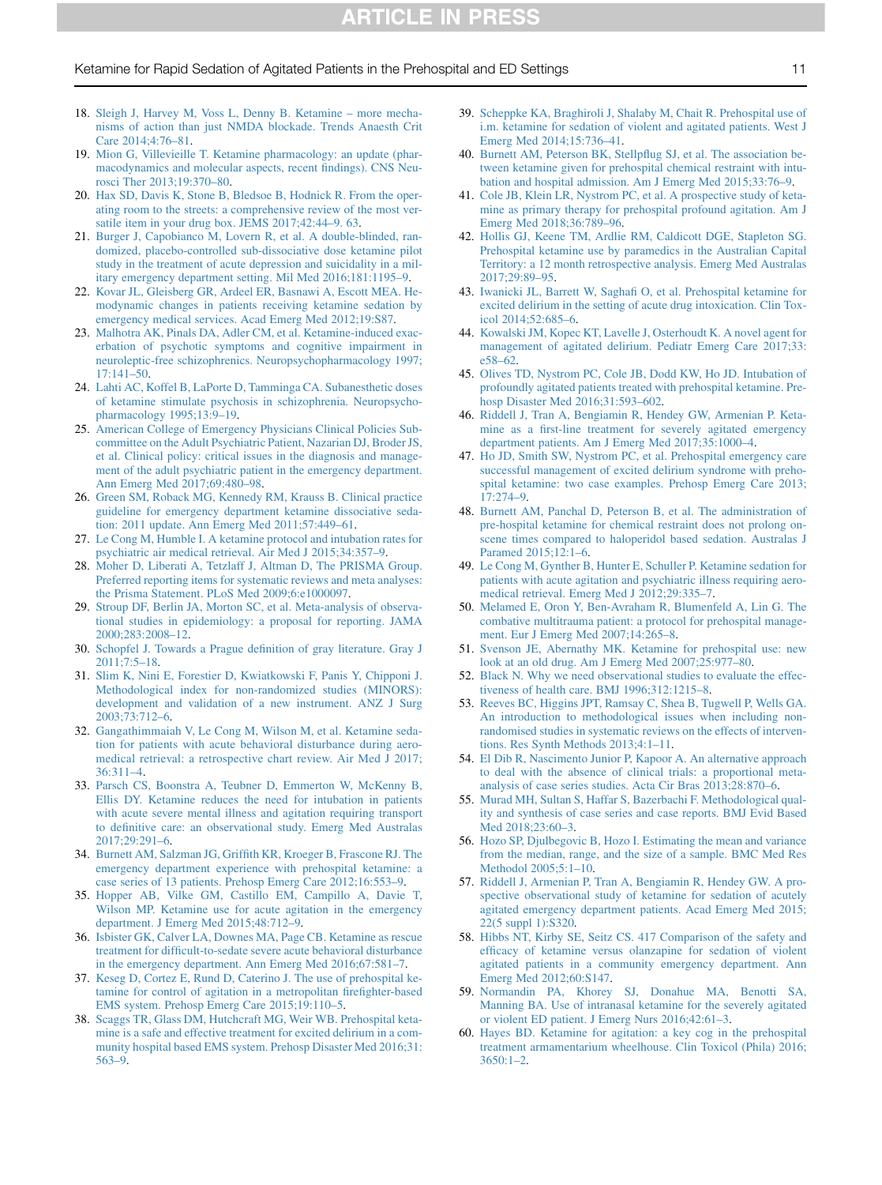18. Sleigh J, Harvey M, Voss L, Denny B. Ketamine – more mechanisms of action than just NMDA blockade. Trends Anaesth Crit Care 2014;4:76–81.
19. Mion G, Villevieille T. Ketamine pharmacology: an update (pharmacodynamics and molecular aspects, recent findings). CNS Neurosci Ther 2013;19:370–80.
20. Hax SD, Davis K, Stone B, Bledsoe B, Hodnick R. From the operating room to the streets: a comprehensive review of the most versatile item in your drug box. JEMS 2017;42:44–9. 63.
21. Burger J, Capobianco M, Lovern R, et al. A double-blinded, randomized, placebo-controlled sub-dissociative dose ketamine pilot study in the treatment of acute depression and suicidality in a military emergency department setting. Mil Med 2016;181:1195–9.
22. Kovar JL, Gleisberg GR, Ardeel ER, Basnawi A, Escott MEA. Hemodynamic changes in patients receiving ketamine sedation by emergency medical services. Acad Emerg Med 2012;19:S87.
23. Malhotra AK, Pinals DA, Adler CM, et al. Ketamine-induced exacerbation of psychotic symptoms and cognitive impairment in neuroleptic-free schizophrenics. Neuropsychopharmacology 1997;17:141–50.
24. Lahti AC, Koffel B, LaPorte D, Tamminga CA. Subanesthetic doses of ketamine stimulate psychosis in schizophrenia. Neuropsychopharmacology 1995;13:9–19.
25. American College of Emergency Physicians Clinical Policies Subcommittee on the Adult Psychiatric Patient, Nazarian DJ, Broder JS, et al. Clinical policy: critical issues in the diagnosis and management of the adult psychiatric patient in the emergency department. Ann Emerg Med 2017;69:480–98.
26. Green SM, Roback MG, Kennedy RM, Krauss B. Clinical practice guideline for emergency department ketamine dissociative sedation: 2011 update. Ann Emerg Med 2011;57:449–61.
27. Le Cong M, Humble I. A ketamine protocol and intubation rates for psychiatric air medical retrieval. Air Med J 2015;34:357–9.
28. Moher D, Liberati A, Tetzlaff J, Altman D, The PRISMA Group. Preferred reporting items for systematic reviews and meta analyses: the Prisma Statement. PLoS Med 2009;6:e1000097.
29. Stroup DF, Berlin JA, Morton SC, et al. Meta-analysis of observational studies in epidemiology: a proposal for reporting. JAMA 2000;283:2008–12.
30. Schopfel J. Towards a Prague definition of gray literature. Gray J 2011;7:5–18.
31. Slim K, Nini E, Forestier D, Kwiatkowski F, Panis Y, Chipponi J. Methodological index for non-randomized studies (MINORS): development and validation of a new instrument. ANZ J Surg 2003;73:712–6.
32. Gangathimmaiah V, Le Cong M, Wilson M, et al. Ketamine sedation for patients with acute behavioral disturbance during aeromedical retrieval: a retrospective chart review. Air Med J 2017;36:311–4.
33. Parsch CS, Boonstra A, Teubner D, Emmerton W, McKenny B, Ellis DY. Ketamine reduces the need for intubation in patients with acute severe mental illness and agitation requiring transport to definitive care: an observational study. Emerg Med Australas 2017;29:291–6.
34. Burnett AM, Salzman JG, Griffith KR, Kroeger B, Frascone RJ. The emergency department experience with prehospital ketamine: a case series of 13 patients. Prehosp Emerg Care 2012;16:553–9.
35. Hopper AB, Vilke GM, Castillo EM, Campillo A, Davie T, Wilson MP. Ketamine use for acute agitation in the emergency department. J Emerg Med 2015;48:712–9.
36. Isbister GK, Calver LA, Downes MA, Page CB. Ketamine as rescue treatment for difficult-to-sedate severe acute behavioral disturbance in the emergency department. Ann Emerg Med 2016;67:581–7.
37. Keseg D, Cortez E, Rund D, Caterino J. The use of prehospital ketamine for control of agitation in a metropolitan firefighter-based EMS system. Prehosp Emerg Care 2015;19:110–5.
38. Scaggs TR, Glass DM, Hutchcraft MG, Weir WB. Prehospital ketamine is a safe and effective treatment for excited delirium in a community hospital based EMS system. Prehosp Disaster Med 2016;31:563–9.
39. Scheppke KA, Braghiroli J, Shalaby M, Chait R. Prehospital use of i.m. ketamine for sedation of violent and agitated patients. West J Emerg Med 2014;15:736–41.
40. Burnett AM, Peterson BK, Stellpflug SJ, et al. The association between ketamine given for prehospital chemical restraint with intubation and hospital admission. Am J Emerg Med 2015;33:76–9.
41. Cole JB, Klein LR, Nystrom PC, et al. A prospective study of ketamine as primary therapy for prehospital profound agitation. Am J Emerg Med 2018;36:789–96.
42. Hollis GJ, Keene TM, Ardlie RM, Caldicott DGE, Stapleton SG. Prehospital ketamine use by paramedics in the Australian Capital Territory: a 12 month retrospective analysis. Emerg Med Australas 2017;29:89–95.
43. Iwanicki JL, Barrett W, Saghafi O, et al. Prehospital ketamine for excited delirium in the setting of acute drug intoxication. Clin Toxicol 2014;52:685–6.
44. Kowalski JM, Kopec KT, Lavelle J, Osterhoudt K. A novel agent for management of agitated delirium. Pediatr Emerg Care 2017;33:e58–62.
45. Olives TD, Nystrom PC, Cole JB, Dodd KW, Ho JD. Intubation of profoundly agitated patients treated with prehospital ketamine. Prehosp Disaster Med 2016;31:593–602.
46. Riddell J, Tran A, Bengiamin R, Hendey GW, Armenian P. Ketamine as a first-line treatment for severely agitated emergency department patients. Am J Emerg Med 2017;35:1000–4.
47. Ho JD, Smith SW, Nystrom PC, et al. Prehospital emergency care successful management of excited delirium syndrome with prehospital ketamine: two case examples. Prehosp Emerg Care 2013;17:274–9.
48. Burnett AM, Panchal D, Peterson B, et al. The administration of pre-hospital ketamine for chemical restraint does not prolong on-scene times compared to haloperidol based sedation. Australas J Paramed 2015;12:1–6.
49. Le Cong M, Gynther B, Hunter E, Schuller P. Ketamine sedation for patients with acute agitation and psychiatric illness requiring aeromedical retrieval. Emerg Med J 2012;29:335–7.
50. Melamed E, Oron Y, Ben-Avraham R, Blumenfeld A, Lin G. The combative multitrauma patient: a protocol for prehospital management. Eur J Emerg Med 2007;14:265–8.
51. Svenson JE, Abernathy MK. Ketamine for prehospital use: new look at an old drug. Am J Emerg Med 2007;25:977–80.
52. Black N. Why we need observational studies to evaluate the effectiveness of health care. BMJ 1996;312:1215–8.
53. Reeves BC, Higgins JPT, Ramsay C, Shea B, Tugwell P, Wells GA. An introduction to methodological issues when including non-randomised studies in systematic reviews on the effects of interventions. Res Synth Methods 2013;4:1–11.
54. El Dib R, Nascimento Junior P, Kapoor A. An alternative approach to deal with the absence of clinical trials: a proportional meta-analysis of case series studies. Acta Cir Bras 2013;28:870–6.
55. Murad MH, Sultan S, Haffar S, Bazerbachi F. Methodological quality and synthesis of case series and case reports. BMJ Evid Based Med 2018;23:60–3.
56. Hozo SP, Djulbegovic B, Hozo I. Estimating the mean and variance from the median, range, and the size of a sample. BMC Med Res Methodol 2005;5:1–10.
57. Riddell J, Armenian P, Tran A, Bengiamin R, Hendey GW. A prospective observational study of ketamine for sedation of acutely agitated emergency department patients. Acad Emerg Med 2015;22(5 suppl 1):S320.
58. Hibbs NT, Kirby SE, Seitz CS. 417 Comparison of the safety and efficacy of ketamine versus olanzapine for sedation of violent agitated patients in a community emergency department. Ann Emerg Med 2012;60:S147.
59. Normandin PA, Khorey SJ, Donahue MA, Benotti SA, Manning BA. Use of intranasal ketamine for the severely agitated or violent ED patient. J Emerg Nurs 2016;42:61–3.
60. Hayes BD. Ketamine for agitation: a key cog in the prehospital treatment armamentarium wheelhouse. Clin Toxicol (Phila) 2016;3650:1–2.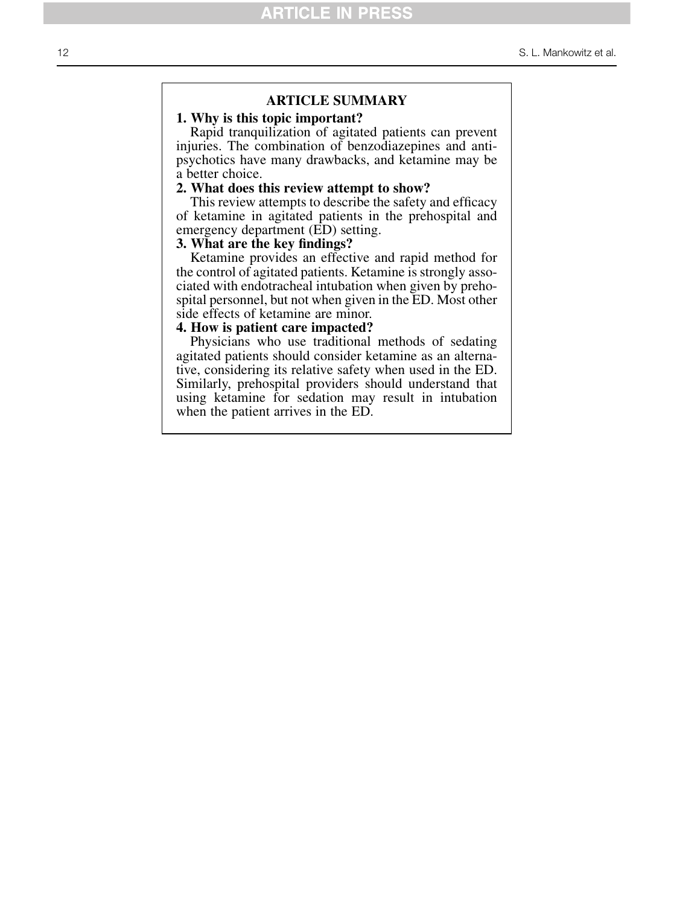## ARTICLE SUMMARY

**1. Why is this topic important?**

Rapid tranquilization of agitated patients can prevent injuries. The combination of benzodiazepines and antipsychotics have many drawbacks, and ketamine may be a better choice.

**2. What does this review attempt to show?**

This review attempts to describe the safety and efficacy of ketamine in agitated patients in the prehospital and emergency department (ED) setting.

**3. What are the key findings?**

Ketamine provides an effective and rapid method for the control of agitated patients. Ketamine is strongly associated with endotracheal intubation when given by prehospital personnel, but not when given in the ED. Most other side effects of ketamine are minor.

**4. How is patient care impacted?**

Physicians who use traditional methods of sedating agitated patients should consider ketamine as an alternative, considering its relative safety when used in the ED. Similarly, prehospital providers should understand that using ketamine for sedation may result in intubation when the patient arrives in the ED.